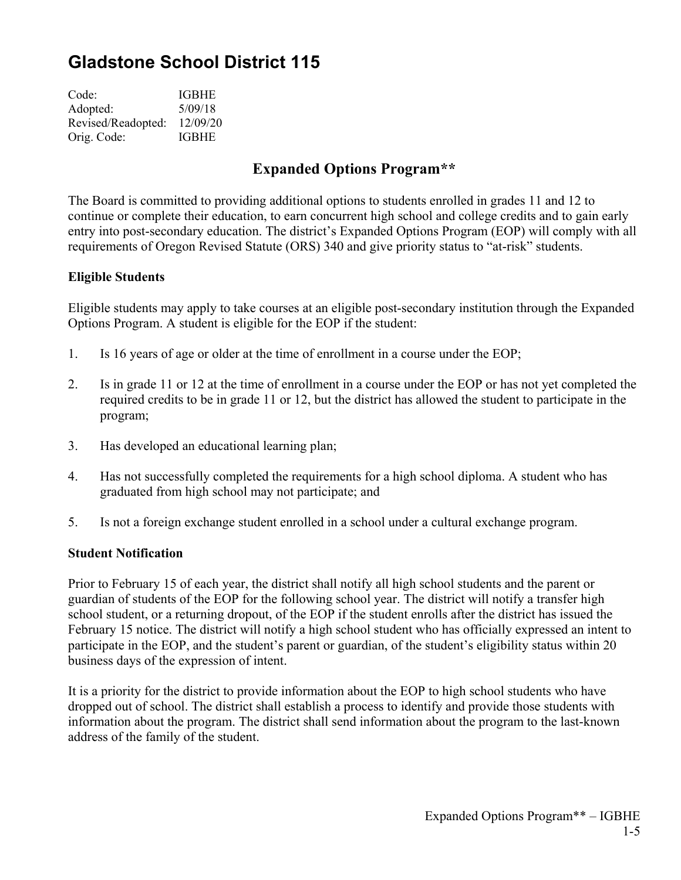# Gladstone School District 115

| | |
|---|---|
| Code: | IGBHE |
| Adopted: | 5/09/18 |
| Revised/Readopted: | 12/09/20 |
| Orig. Code: | IGBHE |

## Expanded Options Program**

The Board is committed to providing additional options to students enrolled in grades 11 and 12 to continue or complete their education, to earn concurrent high school and college credits and to gain early entry into post-secondary education. The district's Expanded Options Program (EOP) will comply with all requirements of Oregon Revised Statute (ORS) 340 and give priority status to "at-risk" students.

### Eligible Students

Eligible students may apply to take courses at an eligible post-secondary institution through the Expanded Options Program. A student is eligible for the EOP if the student:

1. Is 16 years of age or older at the time of enrollment in a course under the EOP;
2. Is in grade 11 or 12 at the time of enrollment in a course under the EOP or has not yet completed the required credits to be in grade 11 or 12, but the district has allowed the student to participate in the program;
3. Has developed an educational learning plan;
4. Has not successfully completed the requirements for a high school diploma. A student who has graduated from high school may not participate; and
5. Is not a foreign exchange student enrolled in a school under a cultural exchange program.

### Student Notification

Prior to February 15 of each year, the district shall notify all high school students and the parent or guardian of students of the EOP for the following school year. The district will notify a transfer high school student, or a returning dropout, of the EOP if the student enrolls after the district has issued the February 15 notice. The district will notify a high school student who has officially expressed an intent to participate in the EOP, and the student's parent or guardian, of the student's eligibility status within 20 business days of the expression of intent.

It is a priority for the district to provide information about the EOP to high school students who have dropped out of school. The district shall establish a process to identify and provide those students with information about the program. The district shall send information about the program to the last-known address of the family of the student.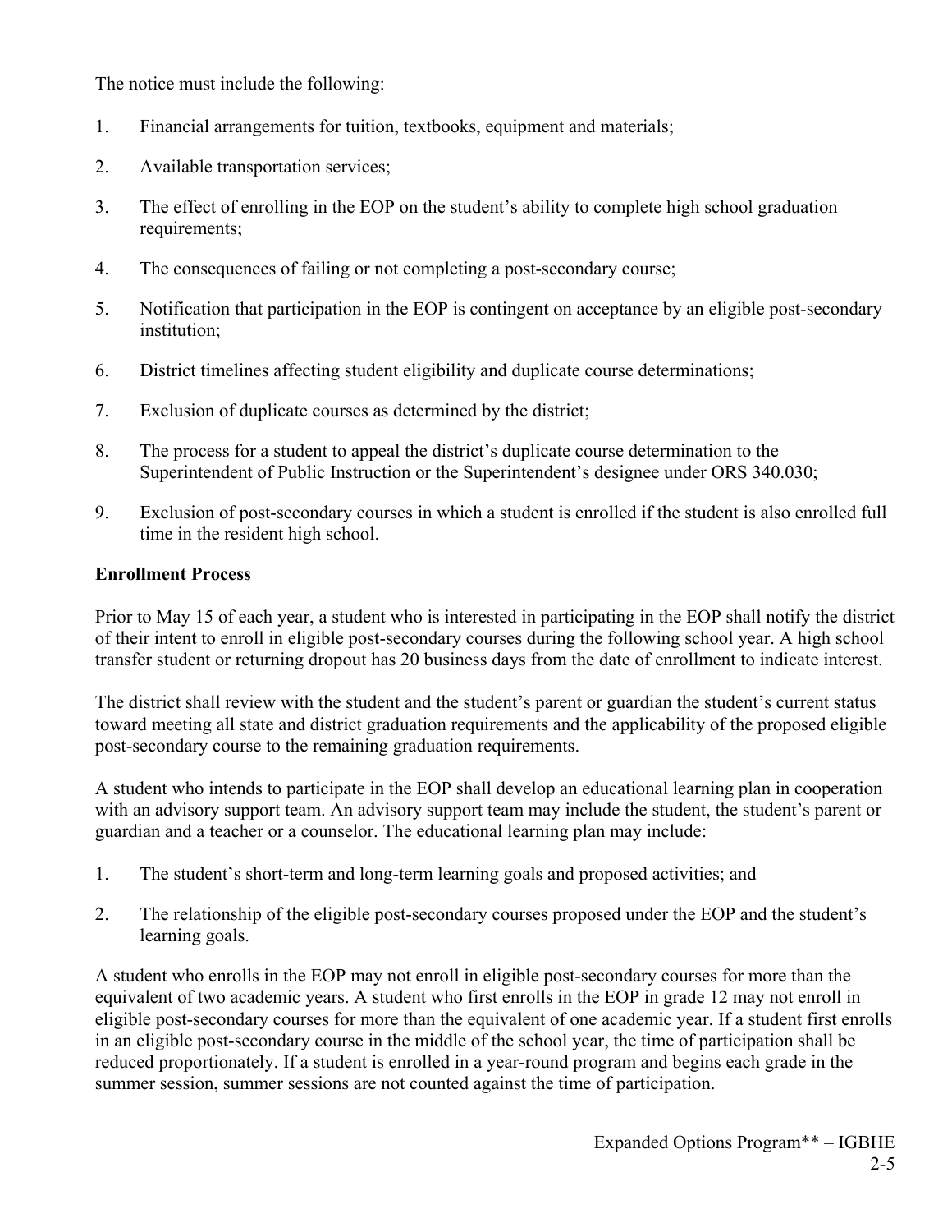The notice must include the following:

1. Financial arrangements for tuition, textbooks, equipment and materials;
2. Available transportation services;
3. The effect of enrolling in the EOP on the student's ability to complete high school graduation requirements;
4. The consequences of failing or not completing a post-secondary course;
5. Notification that participation in the EOP is contingent on acceptance by an eligible post-secondary institution;
6. District timelines affecting student eligibility and duplicate course determinations;
7. Exclusion of duplicate courses as determined by the district;
8. The process for a student to appeal the district's duplicate course determination to the Superintendent of Public Instruction or the Superintendent's designee under ORS 340.030;
9. Exclusion of post-secondary courses in which a student is enrolled if the student is also enrolled full time in the resident high school.

**Enrollment Process**

Prior to May 15 of each year, a student who is interested in participating in the EOP shall notify the district of their intent to enroll in eligible post-secondary courses during the following school year. A high school transfer student or returning dropout has 20 business days from the date of enrollment to indicate interest.

The district shall review with the student and the student's parent or guardian the student's current status toward meeting all state and district graduation requirements and the applicability of the proposed eligible post-secondary course to the remaining graduation requirements.

A student who intends to participate in the EOP shall develop an educational learning plan in cooperation with an advisory support team. An advisory support team may include the student, the student's parent or guardian and a teacher or a counselor. The educational learning plan may include:

1. The student's short-term and long-term learning goals and proposed activities; and
2. The relationship of the eligible post-secondary courses proposed under the EOP and the student's learning goals.

A student who enrolls in the EOP may not enroll in eligible post-secondary courses for more than the equivalent of two academic years. A student who first enrolls in the EOP in grade 12 may not enroll in eligible post-secondary courses for more than the equivalent of one academic year. If a student first enrolls in an eligible post-secondary course in the middle of the school year, the time of participation shall be reduced proportionately. If a student is enrolled in a year-round program and begins each grade in the summer session, summer sessions are not counted against the time of participation.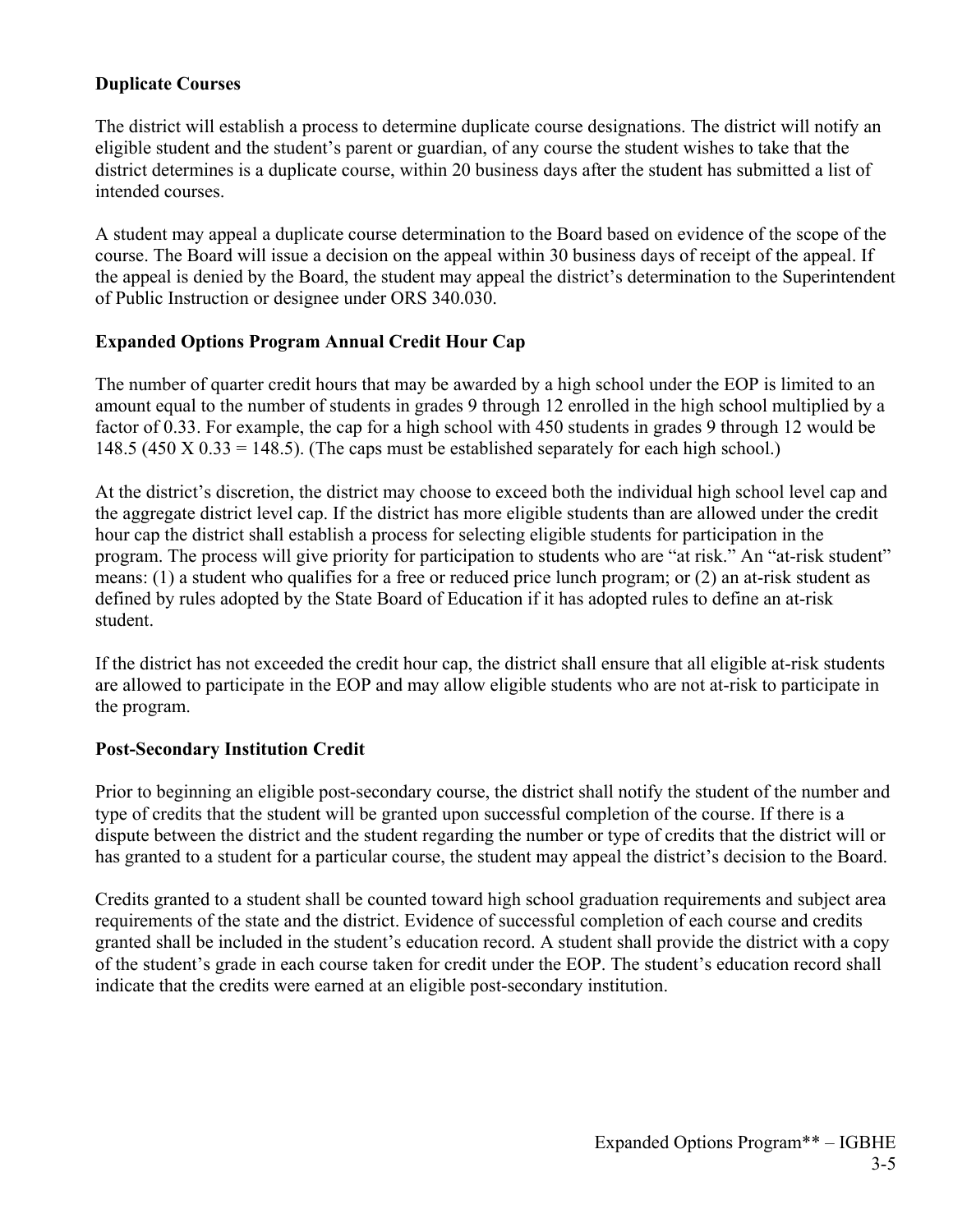**Duplicate Courses**

The district will establish a process to determine duplicate course designations. The district will notify an eligible student and the student's parent or guardian, of any course the student wishes to take that the district determines is a duplicate course, within 20 business days after the student has submitted a list of intended courses.

A student may appeal a duplicate course determination to the Board based on evidence of the scope of the course. The Board will issue a decision on the appeal within 30 business days of receipt of the appeal. If the appeal is denied by the Board, the student may appeal the district's determination to the Superintendent of Public Instruction or designee under ORS 340.030.

**Expanded Options Program Annual Credit Hour Cap**

The number of quarter credit hours that may be awarded by a high school under the EOP is limited to an amount equal to the number of students in grades 9 through 12 enrolled in the high school multiplied by a factor of 0.33. For example, the cap for a high school with 450 students in grades 9 through 12 would be 148.5 (450 X 0.33 = 148.5). (The caps must be established separately for each high school.)

At the district's discretion, the district may choose to exceed both the individual high school level cap and the aggregate district level cap. If the district has more eligible students than are allowed under the credit hour cap the district shall establish a process for selecting eligible students for participation in the program. The process will give priority for participation to students who are "at risk." An "at-risk student" means: (1) a student who qualifies for a free or reduced price lunch program; or (2) an at-risk student as defined by rules adopted by the State Board of Education if it has adopted rules to define an at-risk student.

If the district has not exceeded the credit hour cap, the district shall ensure that all eligible at-risk students are allowed to participate in the EOP and may allow eligible students who are not at-risk to participate in the program.

**Post-Secondary Institution Credit**

Prior to beginning an eligible post-secondary course, the district shall notify the student of the number and type of credits that the student will be granted upon successful completion of the course. If there is a dispute between the district and the student regarding the number or type of credits that the district will or has granted to a student for a particular course, the student may appeal the district's decision to the Board.

Credits granted to a student shall be counted toward high school graduation requirements and subject area requirements of the state and the district. Evidence of successful completion of each course and credits granted shall be included in the student's education record. A student shall provide the district with a copy of the student's grade in each course taken for credit under the EOP. The student's education record shall indicate that the credits were earned at an eligible post-secondary institution.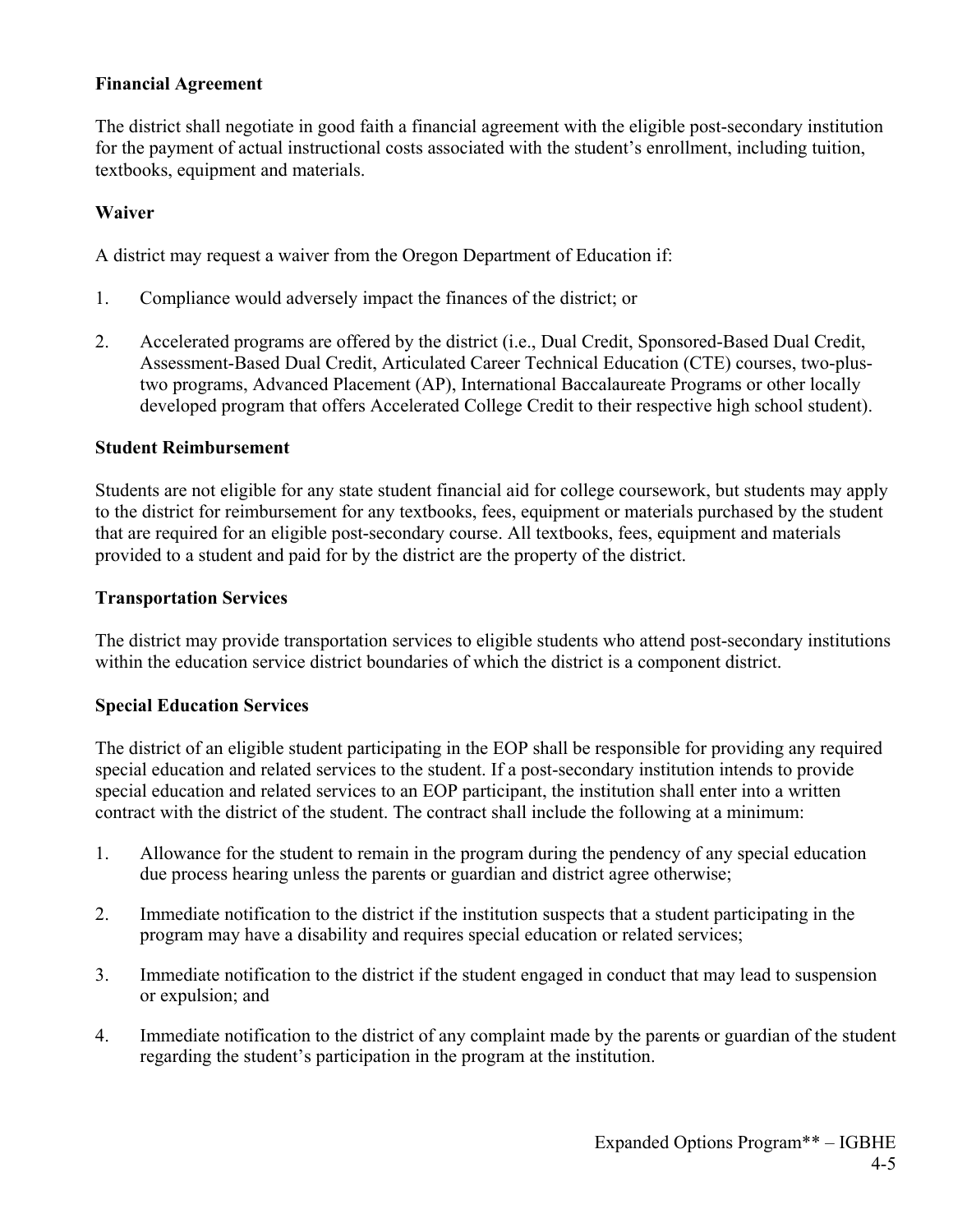**Financial Agreement**

The district shall negotiate in good faith a financial agreement with the eligible post-secondary institution for the payment of actual instructional costs associated with the student's enrollment, including tuition, textbooks, equipment and materials.

**Waiver**

A district may request a waiver from the Oregon Department of Education if:

1. Compliance would adversely impact the finances of the district; or
2. Accelerated programs are offered by the district (i.e., Dual Credit, Sponsored-Based Dual Credit, Assessment-Based Dual Credit, Articulated Career Technical Education (CTE) courses, two-plus-two programs, Advanced Placement (AP), International Baccalaureate Programs or other locally developed program that offers Accelerated College Credit to their respective high school student).

**Student Reimbursement**

Students are not eligible for any state student financial aid for college coursework, but students may apply to the district for reimbursement for any textbooks, fees, equipment or materials purchased by the student that are required for an eligible post-secondary course. All textbooks, fees, equipment and materials provided to a student and paid for by the district are the property of the district.

**Transportation Services**

The district may provide transportation services to eligible students who attend post-secondary institutions within the education service district boundaries of which the district is a component district.

**Special Education Services**

The district of an eligible student participating in the EOP shall be responsible for providing any required special education and related services to the student. If a post-secondary institution intends to provide special education and related services to an EOP participant, the institution shall enter into a written contract with the district of the student. The contract shall include the following at a minimum:

1. Allowance for the student to remain in the program during the pendency of any special education due process hearing unless the parents or guardian and district agree otherwise;
2. Immediate notification to the district if the institution suspects that a student participating in the program may have a disability and requires special education or related services;
3. Immediate notification to the district if the student engaged in conduct that may lead to suspension or expulsion; and
4. Immediate notification to the district of any complaint made by the parents or guardian of the student regarding the student's participation in the program at the institution.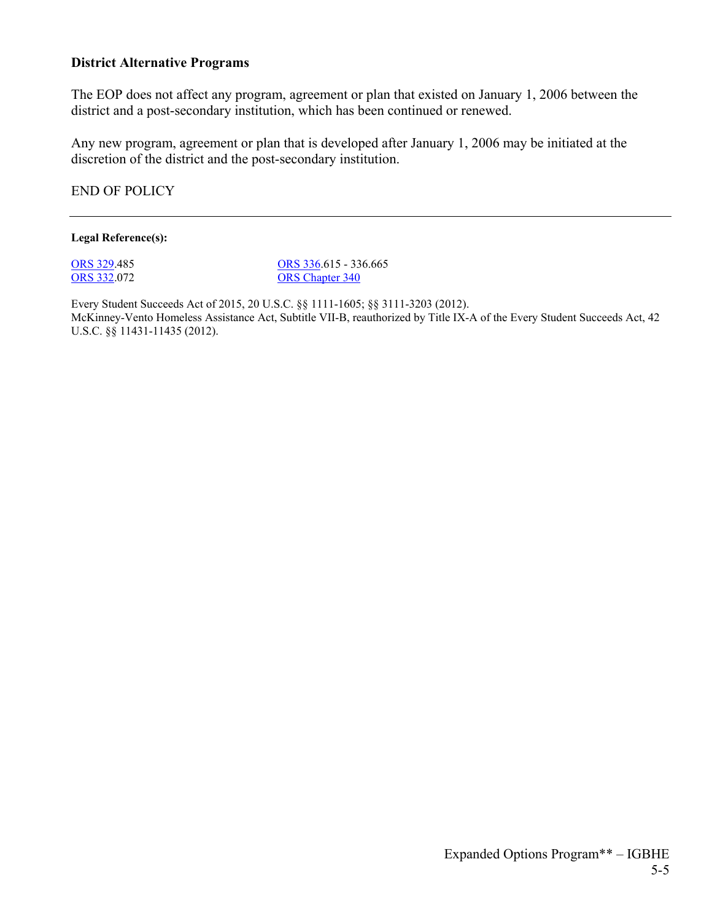**District Alternative Programs**

The EOP does not affect any program, agreement or plan that existed on January 1, 2006 between the district and a post-secondary institution, which has been continued or renewed.

Any new program, agreement or plan that is developed after January 1, 2006 may be initiated at the discretion of the district and the post-secondary institution.

END OF POLICY

---

**Legal Reference(s):**

| | |
|---|---|
| ORS 329.485 | ORS 336.615 - 336.665 |
| ORS 332.072 | ORS Chapter 340 |

Every Student Succeeds Act of 2015, 20 U.S.C. §§ 1111-1605; §§ 3111-3203 (2012).
McKinney-Vento Homeless Assistance Act, Subtitle VII-B, reauthorized by Title IX-A of the Every Student Succeeds Act, 42 U.S.C. §§ 11431-11435 (2012).